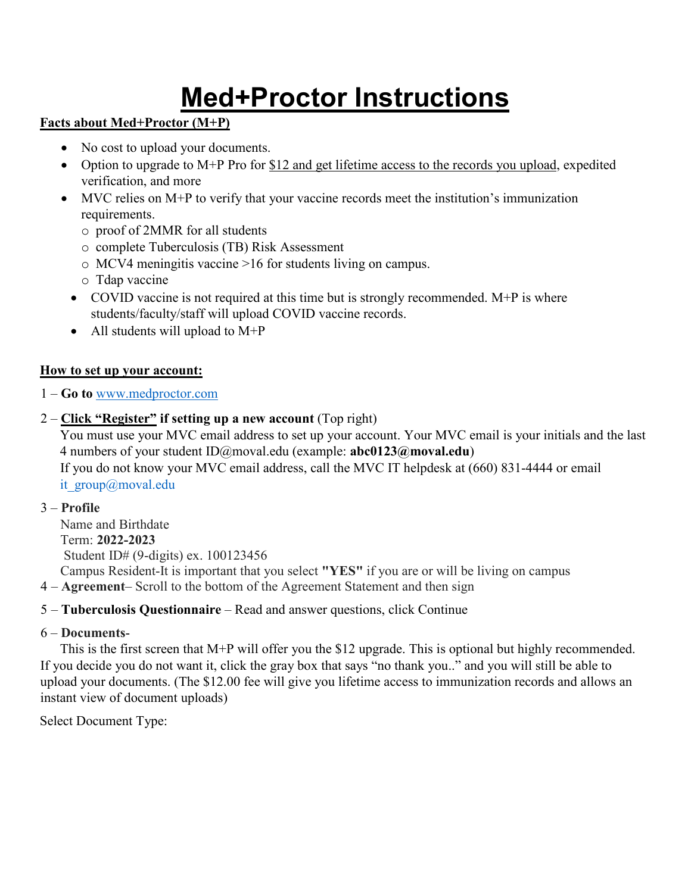# Med+Proctor Instructions

**Facts about Med+Proctor (M+P)**

- No cost to upload your documents.
- Option to upgrade to M+P Pro for $12 and get lifetime access to the records you upload, expedited verification, and more
- MVC relies on M+P to verify that your vaccine records meet the institution's immunization requirements.
  - proof of 2MMR for all students
  - complete Tuberculosis (TB) Risk Assessment
  - MCV4 meningitis vaccine >16 for students living on campus.
  - Tdap vaccine
- COVID vaccine is not required at this time but is strongly recommended. M+P is where students/faculty/staff will upload COVID vaccine records.
- All students will upload to M+P

**How to set up your account:**

1 – **Go to** www.medproctor.com

2 – **Click "Register" if setting up a new account** (Top right)
You must use your MVC email address to set up your account. Your MVC email is your initials and the last 4 numbers of your student ID@moval.edu (example: **abc0123@moval.edu**)
If you do not know your MVC email address, call the MVC IT helpdesk at (660) 831-4444 or email it_group@moval.edu

3 – **Profile**
Name and Birthdate
Term: **2022-2023**
Student ID# (9-digits) ex. 100123456
Campus Resident-It is important that you select **"YES"** if you are or will be living on campus

4 – **Agreement**– Scroll to the bottom of the Agreement Statement and then sign

5 – **Tuberculosis Questionnaire** – Read and answer questions, click Continue

6 – **Documents-**
This is the first screen that M+P will offer you the $12 upgrade. This is optional but highly recommended. If you decide you do not want it, click the gray box that says "no thank you.." and you will still be able to upload your documents. (The $12.00 fee will give you lifetime access to immunization records and allows an instant view of document uploads)

Select Document Type: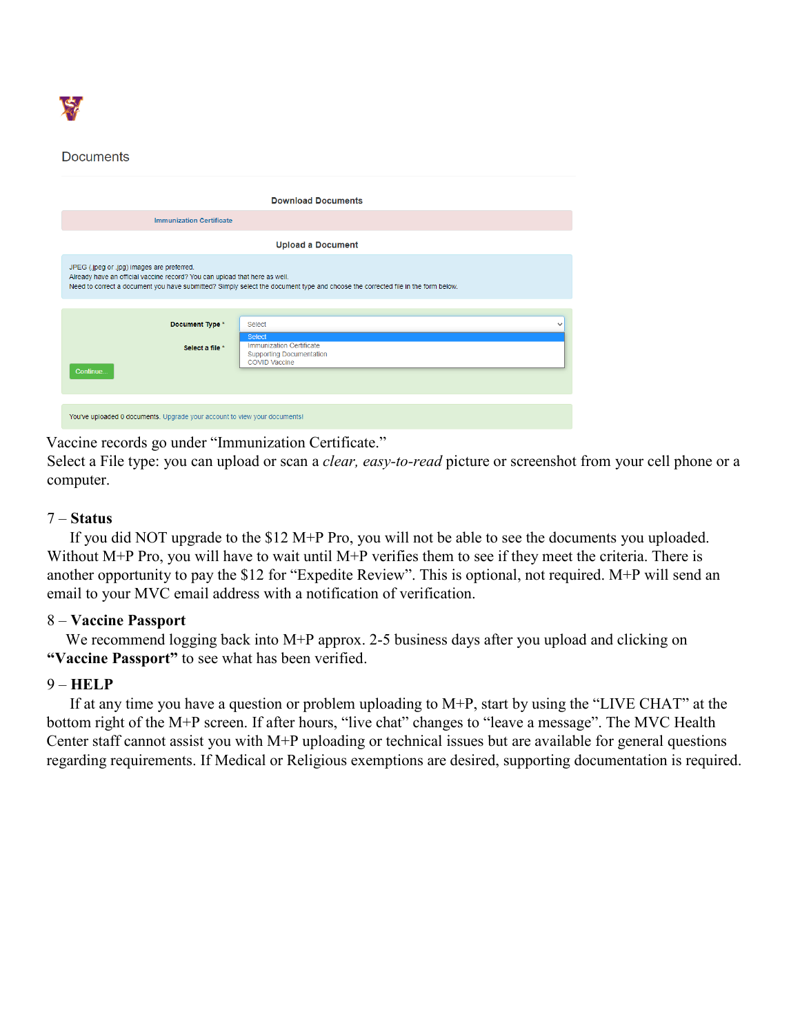Documents

Download Documents

Immunization Certificate

Upload a Document

JPEG (.jpeg or .jpg) images are preferred.
Already have an official vaccine record? You can upload that here as well.
Need to correct a document you have submitted? Simply select the document type and choose the corrected file in the form below.

Document Type * Select
Select
Immunization Certificate
Supporting Documentation
COVID Vaccine

Select a file *

Continue...

You've uploaded 0 documents. Upgrade your account to view your documents!

Vaccine records go under "Immunization Certificate."
Select a File type: you can upload or scan a *clear, easy-to-read* picture or screenshot from your cell phone or a computer.

7 – **Status**

If you did NOT upgrade to the $12 M+P Pro, you will not be able to see the documents you uploaded. Without M+P Pro, you will have to wait until M+P verifies them to see if they meet the criteria. There is another opportunity to pay the $12 for "Expedite Review". This is optional, not required. M+P will send an email to your MVC email address with a notification of verification.

8 – **Vaccine Passport**

We recommend logging back into M+P approx. 2-5 business days after you upload and clicking on **"Vaccine Passport"** to see what has been verified.

9 – **HELP**

If at any time you have a question or problem uploading to M+P, start by using the "LIVE CHAT" at the bottom right of the M+P screen. If after hours, "live chat" changes to "leave a message". The MVC Health Center staff cannot assist you with M+P uploading or technical issues but are available for general questions regarding requirements. If Medical or Religious exemptions are desired, supporting documentation is required.